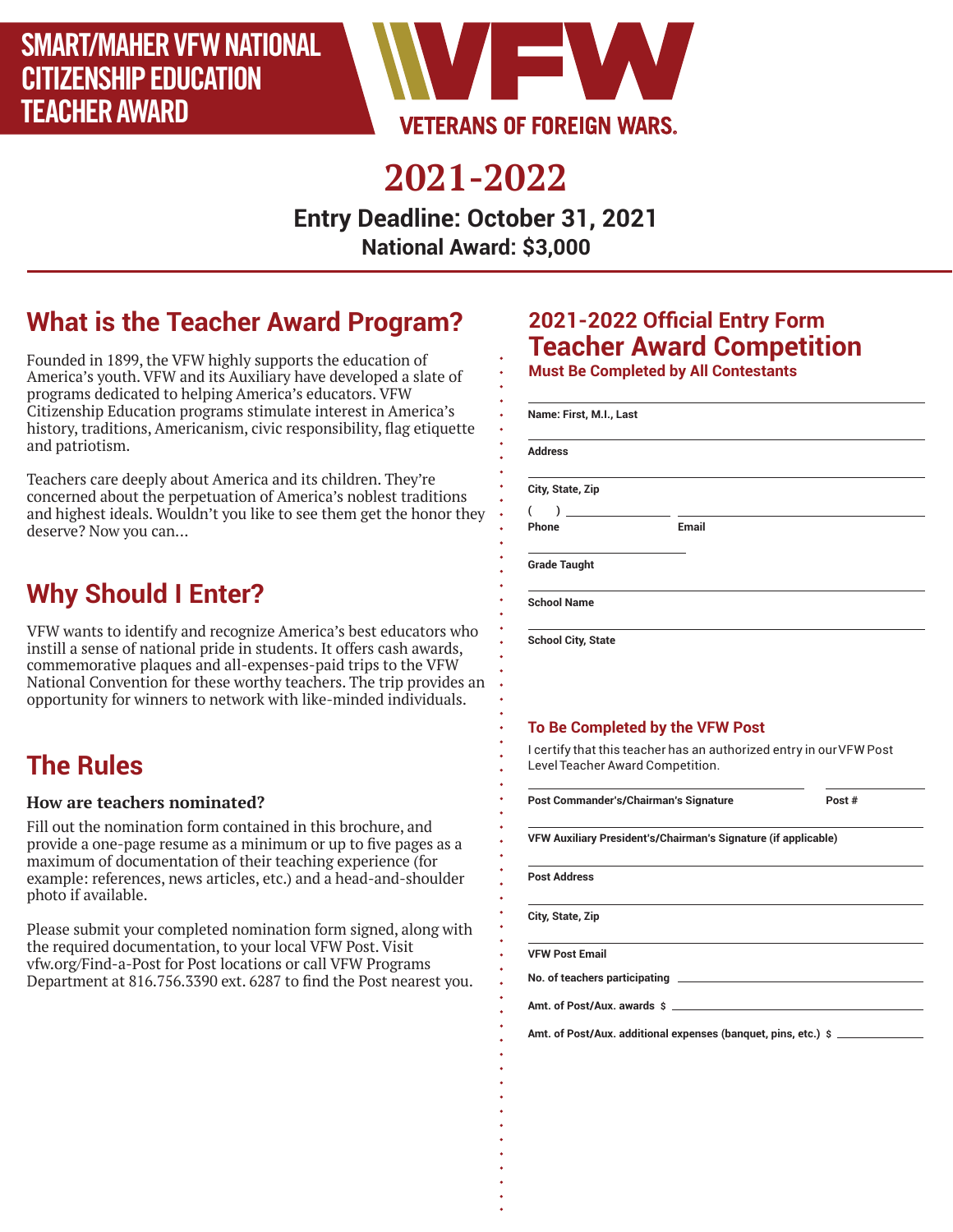# SMART/MAHER VFW NATIONAL CITIZENSHIP EDUCATION TEACHER AWARD

VFW

VETERANS OF FOREIGN WARS.

# 2021-2022

**Entry Deadline: October 31, 2021**

**National Award: $3,000**

## What is the Teacher Award Program?

Founded in 1899, the VFW highly supports the education of America's youth. VFW and its Auxiliary have developed a slate of programs dedicated to helping America's educators. VFW Citizenship Education programs stimulate interest in America's history, traditions, Americanism, civic responsibility, flag etiquette and patriotism.

Teachers care deeply about America and its children. They're concerned about the perpetuation of America's noblest traditions and highest ideals. Wouldn't you like to see them get the honor they deserve? Now you can...

## Why Should I Enter?

VFW wants to identify and recognize America's best educators who instill a sense of national pride in students. It offers cash awards, commemorative plaques and all-expenses-paid trips to the VFW National Convention for these worthy teachers. The trip provides an opportunity for winners to network with like-minded individuals.

## The Rules

### How are teachers nominated?

Fill out the nomination form contained in this brochure, and provide a one-page resume as a minimum or up to five pages as a maximum of documentation of their teaching experience (for example: references, news articles, etc.) and a head-and-shoulder photo if available.

Please submit your completed nomination form signed, along with the required documentation, to your local VFW Post. Visit vfw.org/Find-a-Post for Post locations or call VFW Programs Department at 816.756.3390 ext. 6287 to find the Post nearest you.

## 2021-2022 Official Entry Form

## Teacher Award Competition

**Must Be Completed by All Contestants**

**Name: First, M.I., Last** ______________________

**Address** ______________________

**City, State, Zip** ______________________

( ) ______________ ______________________

**Phone** **Email**

**Grade Taught** ______________________

**School Name** ______________________

**School City, State** ______________________

### To Be Completed by the VFW Post

I certify that this teacher has an authorized entry in our VFW Post Level Teacher Award Competition.

______________________ ______________

**Post Commander's/Chairman's Signature** **Post #**

**VFW Auxiliary President's/Chairman's Signature (if applicable)** ______________________

**Post Address** ______________________

**City, State, Zip** ______________________

**VFW Post Email** ______________________

**No. of teachers participating** ______________________

**Amt. of Post/Aux. awards** $ ______________________

**Amt. of Post/Aux. additional expenses (banquet, pins, etc.)** $ ______________________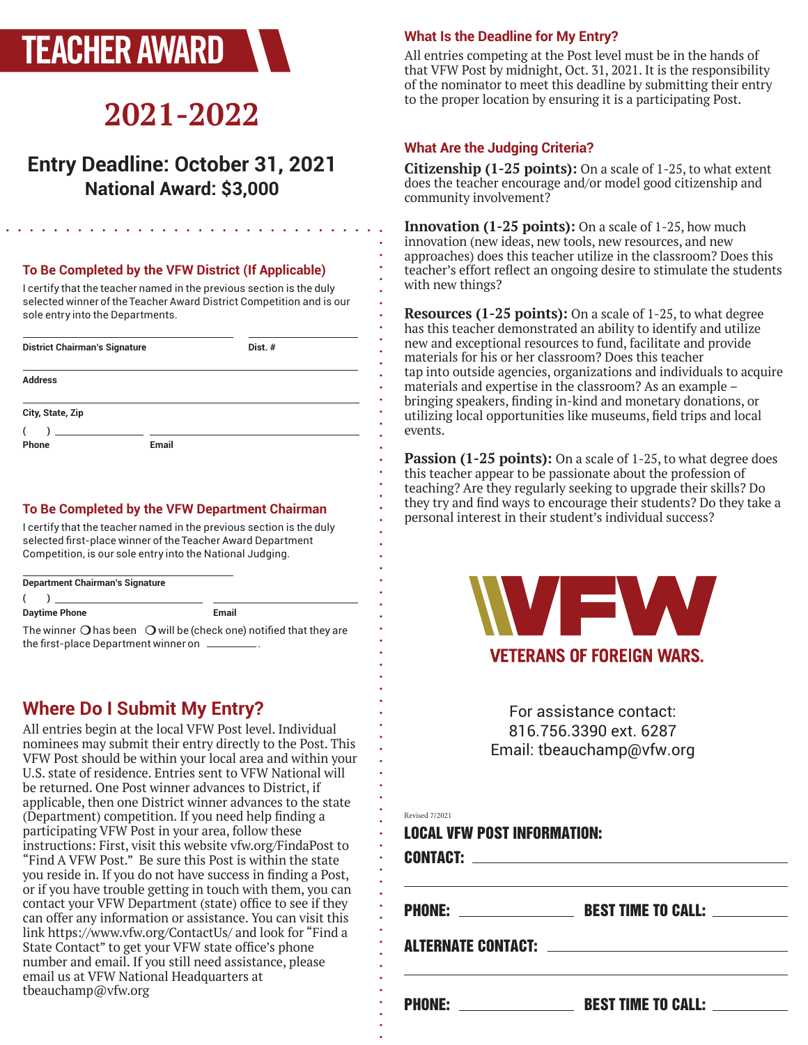# TEACHER AWARD

# 2021-2022

## Entry Deadline: October 31, 2021

**National Award: $3,000**

### To Be Completed by the VFW District (If Applicable)

I certify that the teacher named in the previous section is the duly selected winner of the Teacher Award District Competition and is our sole entry into the Departments.

**District Chairman's Signature** ______________________ **Dist. #** ________

**Address** ______________________

**City, State, Zip** ______________________

( ) ______________________ ______________________

**Phone** **Email**

### To Be Completed by the VFW Department Chairman

I certify that the teacher named in the previous section is the duly selected first-place winner of the Teacher Award Department Competition, is our sole entry into the National Judging.

**Department Chairman's Signature** ______________________

( ) ______________________ ______________________

**Daytime Phone** **Email**

The winner ❍ has been ❍ will be (check one) notified that they are the first-place Department winner on ________.

## Where Do I Submit My Entry?

All entries begin at the local VFW Post level. Individual nominees may submit their entry directly to the Post. This VFW Post should be within your local area and within your U.S. state of residence. Entries sent to VFW National will be returned. One Post winner advances to District, if applicable, then one District winner advances to the state (Department) competition. If you need help finding a participating VFW Post in your area, follow these instructions: First, visit this website vfw.org/FindaPost to "Find A VFW Post." Be sure this Post is within the state you reside in. If you do not have success in finding a Post, or if you have trouble getting in touch with them, you can contact your VFW Department (state) office to see if they can offer any information or assistance. You can visit this link https://www.vfw.org/ContactUs/ and look for "Find a State Contact" to get your VFW state office's phone number and email. If you still need assistance, please email us at VFW National Headquarters at tbeauchamp@vfw.org

### What Is the Deadline for My Entry?

All entries competing at the Post level must be in the hands of that VFW Post by midnight, Oct. 31, 2021. It is the responsibility of the nominator to meet this deadline by submitting their entry to the proper location by ensuring it is a participating Post.

### What Are the Judging Criteria?

**Citizenship (1-25 points):** On a scale of 1-25, to what extent does the teacher encourage and/or model good citizenship and community involvement?

**Innovation (1-25 points):** On a scale of 1-25, how much innovation (new ideas, new tools, new resources, and new approaches) does this teacher utilize in the classroom? Does this teacher's effort reflect an ongoing desire to stimulate the students with new things?

**Resources (1-25 points):** On a scale of 1-25, to what degree has this teacher demonstrated an ability to identify and utilize new and exceptional resources to fund, facilitate and provide materials for his or her classroom? Does this teacher tap into outside agencies, organizations and individuals to acquire materials and expertise in the classroom? As an example – bringing speakers, finding in-kind and monetary donations, or utilizing local opportunities like museums, field trips and local events.

**Passion (1-25 points):** On a scale of 1-25, to what degree does this teacher appear to be passionate about the profession of teaching? Are they regularly seeking to upgrade their skills? Do they try and find ways to encourage their students? Do they take a personal interest in their student's individual success?

VFW
VETERANS OF FOREIGN WARS.

For assistance contact:
816.756.3390 ext. 6287
Email: tbeauchamp@vfw.org

Revised 7/2021

**LOCAL VFW POST INFORMATION:**

**CONTACT:** ______________________

**PHONE:** ____________ **BEST TIME TO CALL:** ____________

**ALTERNATE CONTACT:** ______________________

**PHONE:** ____________ **BEST TIME TO CALL:** ____________